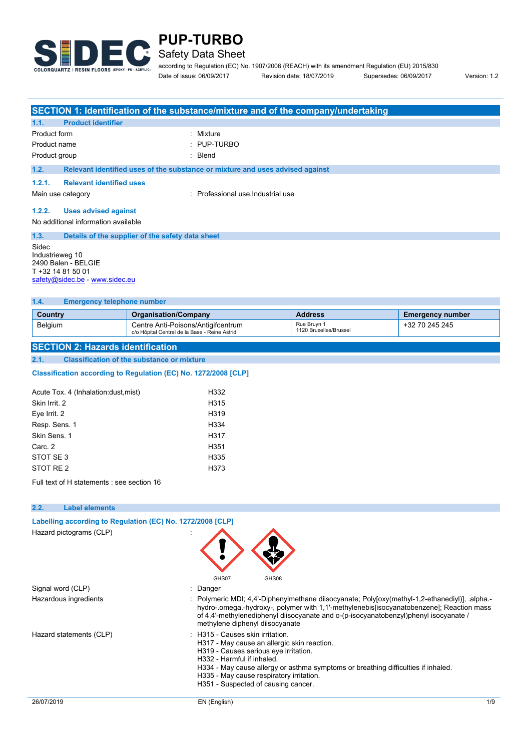# PUP-TURBO

## Safety Data Sheet

according to Regulation (EC) No. 1907/2006 (REACH) with its amendment Regulation (EU) 2015/830

Date of issue: 06/09/2017 Revision date: 18/07/2019 Supersedes: 06/09/2017 Version: 1.2

## SECTION 1: Identification of the substance/mixture and of the company/undertaking

### 1.1. Product identifier

Product form : Mixture

Product name : PUP-TURBO

Product group : Blend

### 1.2. Relevant identified uses of the substance or mixture and uses advised against

#### 1.2.1. Relevant identified uses

Main use category : Professional use,Industrial use

#### 1.2.2. Uses advised against

No additional information available

### 1.3. Details of the supplier of the safety data sheet

Sidec
Industrieweg 10
2490 Balen - BELGIE
T +32 14 81 50 01
safety@sidec.be - www.sidec.eu

### 1.4. Emergency telephone number

| Country | Organisation/Company | Address | Emergency number |
|---|---|---|---|
| Belgium | Centre Anti-Poisons/Antigifcentrum c/o Hôpital Central de la Base - Reine Astrid | Rue Bruyn 1 1120 Bruxelles/Brussel | +32 70 245 245 |

## SECTION 2: Hazards identification

### 2.1. Classification of the substance or mixture

**Classification according to Regulation (EC) No. 1272/2008 [CLP]**

| | |
|---|---|
| Acute Tox. 4 (Inhalation:dust,mist) | H332 |
| Skin Irrit. 2 | H315 |
| Eye Irrit. 2 | H319 |
| Resp. Sens. 1 | H334 |
| Skin Sens. 1 | H317 |
| Carc. 2 | H351 |
| STOT SE 3 | H335 |
| STOT RE 2 | H373 |

Full text of H statements : see section 16

### 2.2. Label elements

**Labelling according to Regulation (EC) No. 1272/2008 [CLP]**

Hazard pictograms (CLP) :

GHS07 GHS08

Signal word (CLP) : Danger

Hazardous ingredients : Polymeric MDI; 4,4'-Diphenylmethane diisocyanate; Poly[oxy(methyl-1,2-ethanediyl)], .alpha.-hydro-.omega.-hydroxy-, polymer with 1,1'-methylenebis[isocyanatobenzene]; Reaction mass of 4,4'-methylenediphenyl diisocyanate and o-(p-isocyanatobenzyl)phenyl isocyanate / methylene diphenyl diisocyanate

Hazard statements (CLP) :
- H315 - Causes skin irritation.
- H317 - May cause an allergic skin reaction.
- H319 - Causes serious eye irritation.
- H332 - Harmful if inhaled.
- H334 - May cause allergy or asthma symptoms or breathing difficulties if inhaled.
- H335 - May cause respiratory irritation.
- H351 - Suspected of causing cancer.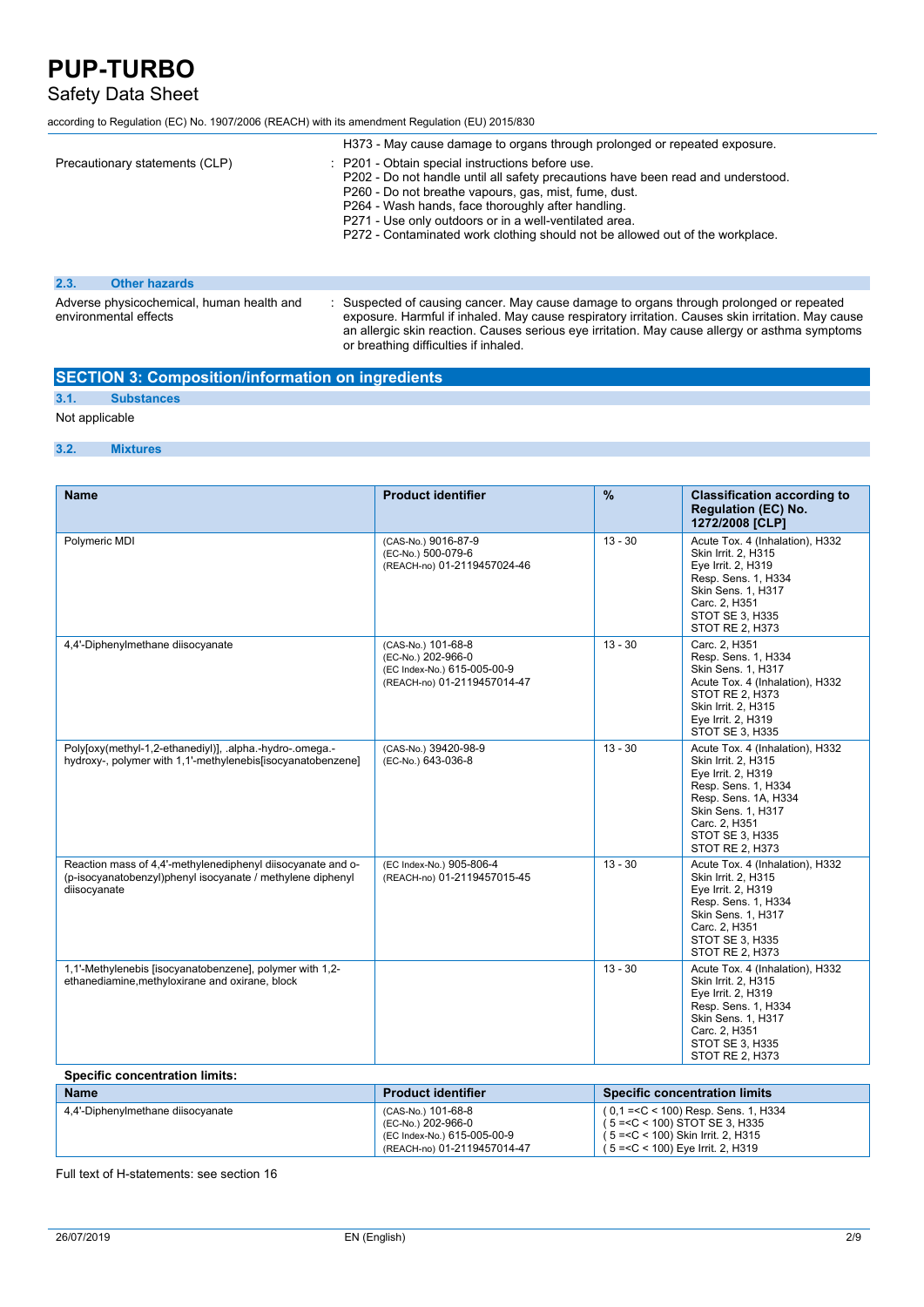| | |
|---|---|
| | H373 - May cause damage to organs through prolonged or repeated exposure. |
| Precautionary statements (CLP) | : P201 - Obtain special instructions before use.<br>P202 - Do not handle until all safety precautions have been read and understood.<br>P260 - Do not breathe vapours, gas, mist, fume, dust.<br>P264 - Wash hands, face thoroughly after handling.<br>P271 - Use only outdoors or in a well-ventilated area.<br>P272 - Contaminated work clothing should not be allowed out of the workplace. |

### 2.3. Other hazards

| | |
|---|---|
| Adverse physicochemical, human health and environmental effects | : Suspected of causing cancer. May cause damage to organs through prolonged or repeated exposure. Harmful if inhaled. May cause respiratory irritation. Causes skin irritation. May cause an allergic skin reaction. Causes serious eye irritation. May cause allergy or asthma symptoms or breathing difficulties if inhaled. |

## SECTION 3: Composition/information on ingredients

### 3.1. Substances

Not applicable

### 3.2. Mixtures

| Name | Product identifier | % | Classification according to Regulation (EC) No. 1272/2008 [CLP] |
|---|---|---|---|
| Polymeric MDI | (CAS-No.) 9016-87-9<br>(EC-No.) 500-079-6<br>(REACH-no) 01-2119457024-46 | 13 - 30 | Acute Tox. 4 (Inhalation), H332<br>Skin Irrit. 2, H315<br>Eye Irrit. 2, H319<br>Resp. Sens. 1, H334<br>Skin Sens. 1, H317<br>Carc. 2, H351<br>STOT SE 3, H335<br>STOT RE 2, H373 |
| 4,4'-Diphenylmethane diisocyanate | (CAS-No.) 101-68-8<br>(EC-No.) 202-966-0<br>(EC Index-No.) 615-005-00-9<br>(REACH-no) 01-2119457014-47 | 13 - 30 | Carc. 2, H351<br>Resp. Sens. 1, H334<br>Skin Sens. 1, H317<br>Acute Tox. 4 (Inhalation), H332<br>STOT RE 2, H373<br>Skin Irrit. 2, H315<br>Eye Irrit. 2, H319<br>STOT SE 3, H335 |
| Poly[oxy(methyl-1,2-ethanediyl)], .alpha.-hydro-.omega.-hydroxy-, polymer with 1,1'-methylenebis[isocyanatobenzene] | (CAS-No.) 39420-98-9<br>(EC-No.) 643-036-8 | 13 - 30 | Acute Tox. 4 (Inhalation), H332<br>Skin Irrit. 2, H315<br>Eye Irrit. 2, H319<br>Resp. Sens. 1, H334<br>Resp. Sens. 1A, H334<br>Skin Sens. 1, H317<br>Carc. 2, H351<br>STOT SE 3, H335<br>STOT RE 2, H373 |
| Reaction mass of 4,4'-methylenediphenyl diisocyanate and o-(p-isocyanatobenzyl)phenyl isocyanate / methylene diphenyl diisocyanate | (EC Index-No.) 905-806-4<br>(REACH-no) 01-2119457015-45 | 13 - 30 | Acute Tox. 4 (Inhalation), H332<br>Skin Irrit. 2, H315<br>Eye Irrit. 2, H319<br>Resp. Sens. 1, H334<br>Skin Sens. 1, H317<br>Carc. 2, H351<br>STOT SE 3, H335<br>STOT RE 2, H373 |
| 1,1'-Methylenebis [isocyanatobenzene], polymer with 1,2-ethanediamine,methyloxirane and oxirane, block | | 13 - 30 | Acute Tox. 4 (Inhalation), H332<br>Skin Irrit. 2, H315<br>Eye Irrit. 2, H319<br>Resp. Sens. 1, H334<br>Skin Sens. 1, H317<br>Carc. 2, H351<br>STOT SE 3, H335<br>STOT RE 2, H373 |

**Specific concentration limits:**

| Name | Product identifier | Specific concentration limits |
|---|---|---|
| 4,4'-Diphenylmethane diisocyanate | (CAS-No.) 101-68-8<br>(EC-No.) 202-966-0<br>(EC Index-No.) 615-005-00-9<br>(REACH-no) 01-2119457014-47 | ( 0,1 =<C < 100) Resp. Sens. 1, H334<br>( 5 =<C < 100) STOT SE 3, H335<br>( 5 =<C < 100) Skin Irrit. 2, H315<br>( 5 =<C < 100) Eye Irrit. 2, H319 |

Full text of H-statements: see section 16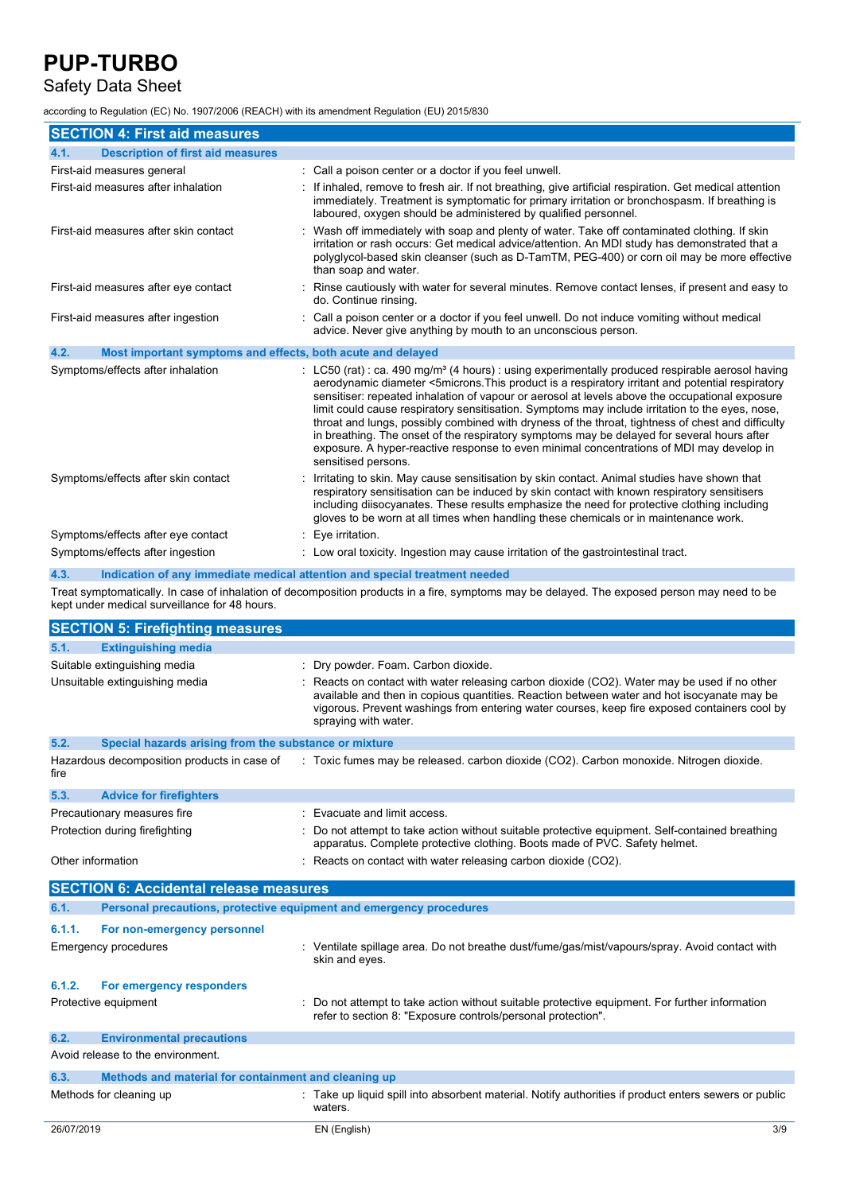## SECTION 4: First aid measures

### 4.1. Description of first aid measures

| | |
|---|---|
| First-aid measures general | : Call a poison center or a doctor if you feel unwell. |
| First-aid measures after inhalation | : If inhaled, remove to fresh air. If not breathing, give artificial respiration. Get medical attention immediately. Treatment is symptomatic for primary irritation or bronchospasm. If breathing is laboured, oxygen should be administered by qualified personnel. |
| First-aid measures after skin contact | : Wash off immediately with soap and plenty of water. Take off contaminated clothing. If skin irritation or rash occurs: Get medical advice/attention. An MDI study has demonstrated that a polyglycol-based skin cleanser (such as D-TamTM, PEG-400) or corn oil may be more effective than soap and water. |
| First-aid measures after eye contact | : Rinse cautiously with water for several minutes. Remove contact lenses, if present and easy to do. Continue rinsing. |
| First-aid measures after ingestion | : Call a poison center or a doctor if you feel unwell. Do not induce vomiting without medical advice. Never give anything by mouth to an unconscious person. |

### 4.2. Most important symptoms and effects, both acute and delayed

| | |
|---|---|
| Symptoms/effects after inhalation | : LC50 (rat) : ca. 490 mg/m³ (4 hours) : using experimentally produced respirable aerosol having aerodynamic diameter <5microns.This product is a respiratory irritant and potential respiratory sensitiser: repeated inhalation of vapour or aerosol at levels above the occupational exposure limit could cause respiratory sensitisation. Symptoms may include irritation to the eyes, nose, throat and lungs, possibly combined with dryness of the throat, tightness of chest and difficulty in breathing. The onset of the respiratory symptoms may be delayed for several hours after exposure. A hyper-reactive response to even minimal concentrations of MDI may develop in sensitised persons. |
| Symptoms/effects after skin contact | : Irritating to skin. May cause sensitisation by skin contact. Animal studies have shown that respiratory sensitisation can be induced by skin contact with known respiratory sensitisers including diisocyanates. These results emphasize the need for protective clothing including gloves to be worn at all times when handling these chemicals or in maintenance work. |
| Symptoms/effects after eye contact | : Eye irritation. |
| Symptoms/effects after ingestion | : Low oral toxicity. Ingestion may cause irritation of the gastrointestinal tract. |

### 4.3. Indication of any immediate medical attention and special treatment needed

Treat symptomatically. In case of inhalation of decomposition products in a fire, symptoms may be delayed. The exposed person may need to be kept under medical surveillance for 48 hours.

## SECTION 5: Firefighting measures

### 5.1. Extinguishing media

| | |
|---|---|
| Suitable extinguishing media | : Dry powder. Foam. Carbon dioxide. |
| Unsuitable extinguishing media | : Reacts on contact with water releasing carbon dioxide ($CO_2$). Water may be used if no other available and then in copious quantities. Reaction between water and hot isocyanate may be vigorous. Prevent washings from entering water courses, keep fire exposed containers cool by spraying with water. |

### 5.2. Special hazards arising from the substance or mixture

| | |
|---|---|
| Hazardous decomposition products in case of fire | : Toxic fumes may be released. carbon dioxide ($CO_2$). Carbon monoxide. Nitrogen dioxide. |

### 5.3. Advice for firefighters

| | |
|---|---|
| Precautionary measures fire | : Evacuate and limit access. |
| Protection during firefighting | : Do not attempt to take action without suitable protective equipment. Self-contained breathing apparatus. Complete protective clothing. Boots made of PVC. Safety helmet. |
| Other information | : Reacts on contact with water releasing carbon dioxide ($CO_2$). |

## SECTION 6: Accidental release measures

### 6.1. Personal precautions, protective equipment and emergency procedures

#### 6.1.1. For non-emergency personnel

| | |
|---|---|
| Emergency procedures | : Ventilate spillage area. Do not breathe dust/fume/gas/mist/vapours/spray. Avoid contact with skin and eyes. |

#### 6.1.2. For emergency responders

| | |
|---|---|
| Protective equipment | : Do not attempt to take action without suitable protective equipment. For further information refer to section 8: "Exposure controls/personal protection". |

### 6.2. Environmental precautions

Avoid release to the environment.

### 6.3. Methods and material for containment and cleaning up

| | |
|---|---|
| Methods for cleaning up | : Take up liquid spill into absorbent material. Notify authorities if product enters sewers or public waters. |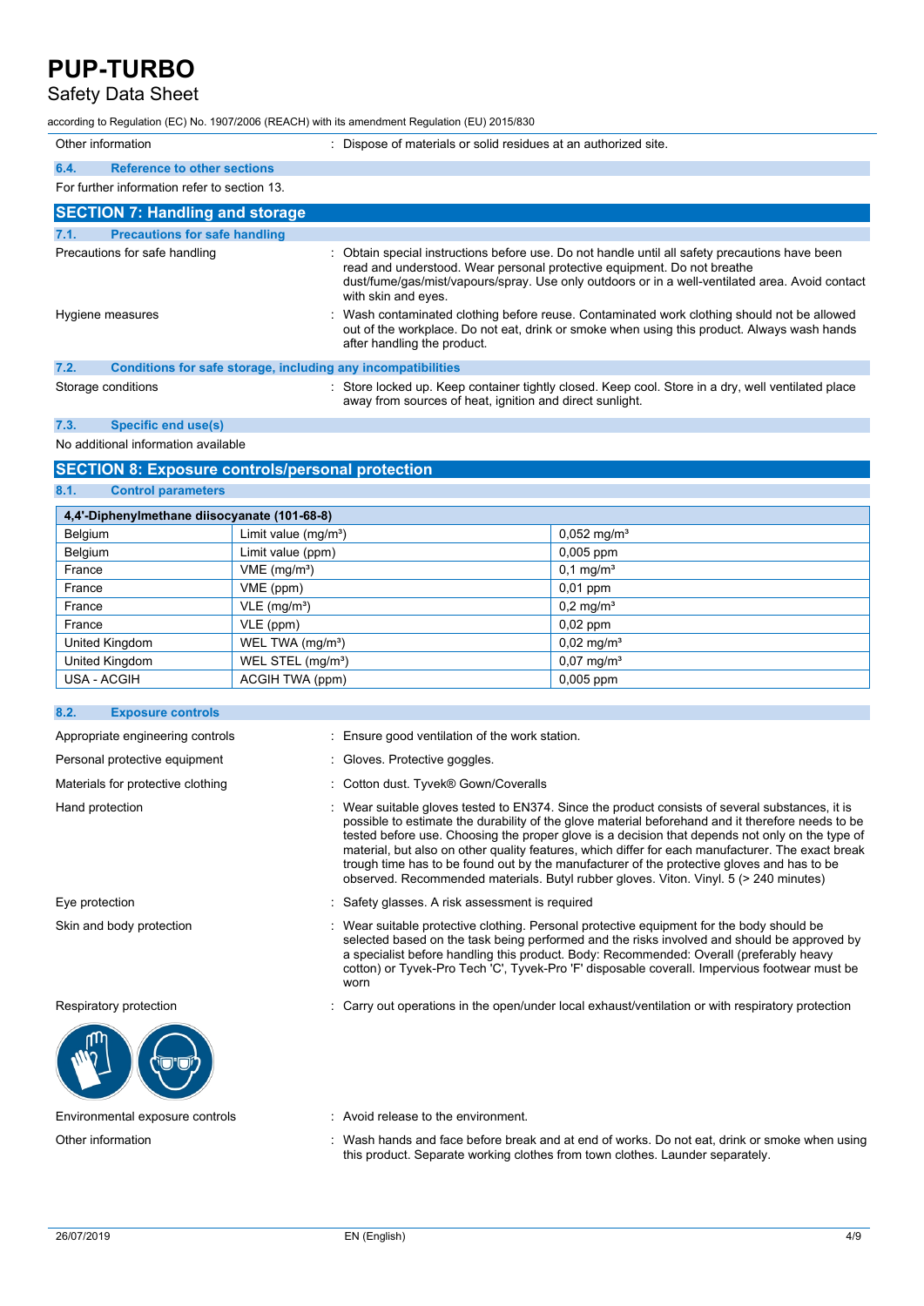| | |
|---|---|
| Other information | : Dispose of materials or solid residues at an authorized site. |

### 6.4. Reference to other sections

For further information refer to section 13.

## SECTION 7: Handling and storage

### 7.1. Precautions for safe handling

| | |
|---|---|
| Precautions for safe handling | : Obtain special instructions before use. Do not handle until all safety precautions have been read and understood. Wear personal protective equipment. Do not breathe dust/fume/gas/mist/vapours/spray. Use only outdoors or in a well-ventilated area. Avoid contact with skin and eyes. |
| Hygiene measures | : Wash contaminated clothing before reuse. Contaminated work clothing should not be allowed out of the workplace. Do not eat, drink or smoke when using this product. Always wash hands after handling the product. |

### 7.2. Conditions for safe storage, including any incompatibilities

| | |
|---|---|
| Storage conditions | : Store locked up. Keep container tightly closed. Keep cool. Store in a dry, well ventilated place away from sources of heat, ignition and direct sunlight. |

### 7.3. Specific end use(s)

No additional information available

## SECTION 8: Exposure controls/personal protection

### 8.1. Control parameters

| 4,4'-Diphenylmethane diisocyanate (101-68-8) | | |
|---|---|---|
| Belgium | Limit value (mg/m³) | 0,052 mg/m³ |
| Belgium | Limit value (ppm) | 0,005 ppm |
| France | VME (mg/m³) | 0,1 mg/m³ |
| France | VME (ppm) | 0,01 ppm |
| France | VLE (mg/m³) | 0,2 mg/m³ |
| France | VLE (ppm) | 0,02 ppm |
| United Kingdom | WEL TWA (mg/m³) | 0,02 mg/m³ |
| United Kingdom | WEL STEL (mg/m³) | 0,07 mg/m³ |
| USA - ACGIH | ACGIH TWA (ppm) | 0,005 ppm |

### 8.2. Exposure controls

| | |
|---|---|
| Appropriate engineering controls | : Ensure good ventilation of the work station. |
| Personal protective equipment | : Gloves. Protective goggles. |
| Materials for protective clothing | : Cotton dust. Tyvek® Gown/Coveralls |
| Hand protection | : Wear suitable gloves tested to EN374. Since the product consists of several substances, it is possible to estimate the durability of the glove material beforehand and it therefore needs to be tested before use. Choosing the proper glove is a decision that depends not only on the type of material, but also on other quality features, which differ for each manufacturer. The exact break trough time has to be found out by the manufacturer of the protective gloves and has to be observed. Recommended materials. Butyl rubber gloves. Viton. Vinyl. 5 (> 240 minutes) |
| Eye protection | : Safety glasses. A risk assessment is required |
| Skin and body protection | : Wear suitable protective clothing. Personal protective equipment for the body should be selected based on the task being performed and the risks involved and should be approved by a specialist before handling this product. Body: Recommended: Overall (preferably heavy cotton) or Tyvek-Pro Tech 'C', Tyvek-Pro 'F' disposable coverall. Impervious footwear must be worn |
| Respiratory protection | : Carry out operations in the open/under local exhaust/ventilation or with respiratory protection |
| Environmental exposure controls | : Avoid release to the environment. |
| Other information | : Wash hands and face before break and at end of works. Do not eat, drink or smoke when using this product. Separate working clothes from town clothes. Launder separately. |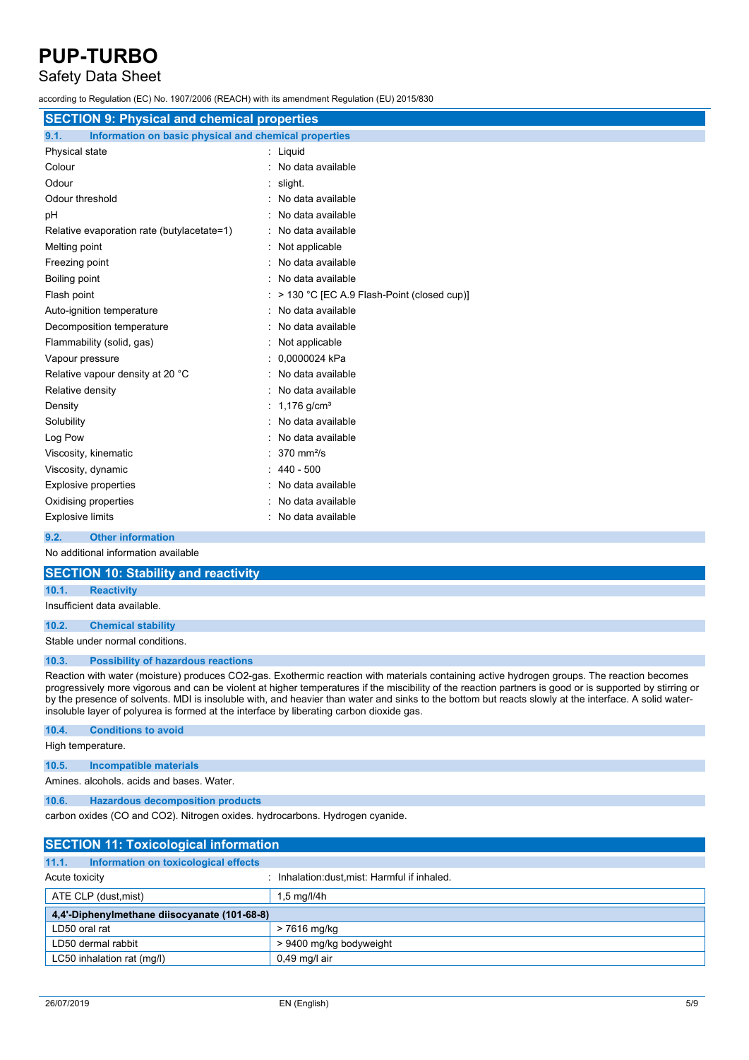## SECTION 9: Physical and chemical properties

### 9.1. Information on basic physical and chemical properties

| | |
|---|---|
| Physical state | : Liquid |
| Colour | : No data available |
| Odour | : slight. |
| Odour threshold | : No data available |
| pH | : No data available |
| Relative evaporation rate (butylacetate=1) | : No data available |
| Melting point | : Not applicable |
| Freezing point | : No data available |
| Boiling point | : No data available |
| Flash point | : > 130 °C [EC A.9 Flash-Point (closed cup)] |
| Auto-ignition temperature | : No data available |
| Decomposition temperature | : No data available |
| Flammability (solid, gas) | : Not applicable |
| Vapour pressure | : 0,0000024 kPa |
| Relative vapour density at 20 °C | : No data available |
| Relative density | : No data available |
| Density | : 1,176 g/cm³ |
| Solubility | : No data available |
| Log Pow | : No data available |
| Viscosity, kinematic | : 370 mm²/s |
| Viscosity, dynamic | : 440 - 500 |
| Explosive properties | : No data available |
| Oxidising properties | : No data available |
| Explosive limits | : No data available |

### 9.2. Other information

No additional information available

## SECTION 10: Stability and reactivity

### 10.1. Reactivity

Insufficient data available.

### 10.2. Chemical stability

Stable under normal conditions.

### 10.3. Possibility of hazardous reactions

Reaction with water (moisture) produces $CO_2$-gas. Exothermic reaction with materials containing active hydrogen groups. The reaction becomes progressively more vigorous and can be violent at higher temperatures if the miscibility of the reaction partners is good or is supported by stirring or by the presence of solvents. MDI is insoluble with, and heavier than water and sinks to the bottom but reacts slowly at the interface. A solid water-insoluble layer of polyurea is formed at the interface by liberating carbon dioxide gas.

### 10.4. Conditions to avoid

High temperature.

### 10.5. Incompatible materials

Amines. alcohols. acids and bases. Water.

### 10.6. Hazardous decomposition products

carbon oxides (CO and $CO_2$). Nitrogen oxides. hydrocarbons. Hydrogen cyanide.

## SECTION 11: Toxicological information

### 11.1. Information on toxicological effects

Acute toxicity : Inhalation:dust,mist: Harmful if inhaled.

| ATE CLP (dust,mist) | 1,5 mg/l/4h |
|---|---|
| **4,4'-Diphenylmethane diisocyanate (101-68-8)** | |
| LD50 oral rat | > 7616 mg/kg |
| LD50 dermal rabbit | > 9400 mg/kg bodyweight |
| LC50 inhalation rat (mg/l) | 0,49 mg/l air |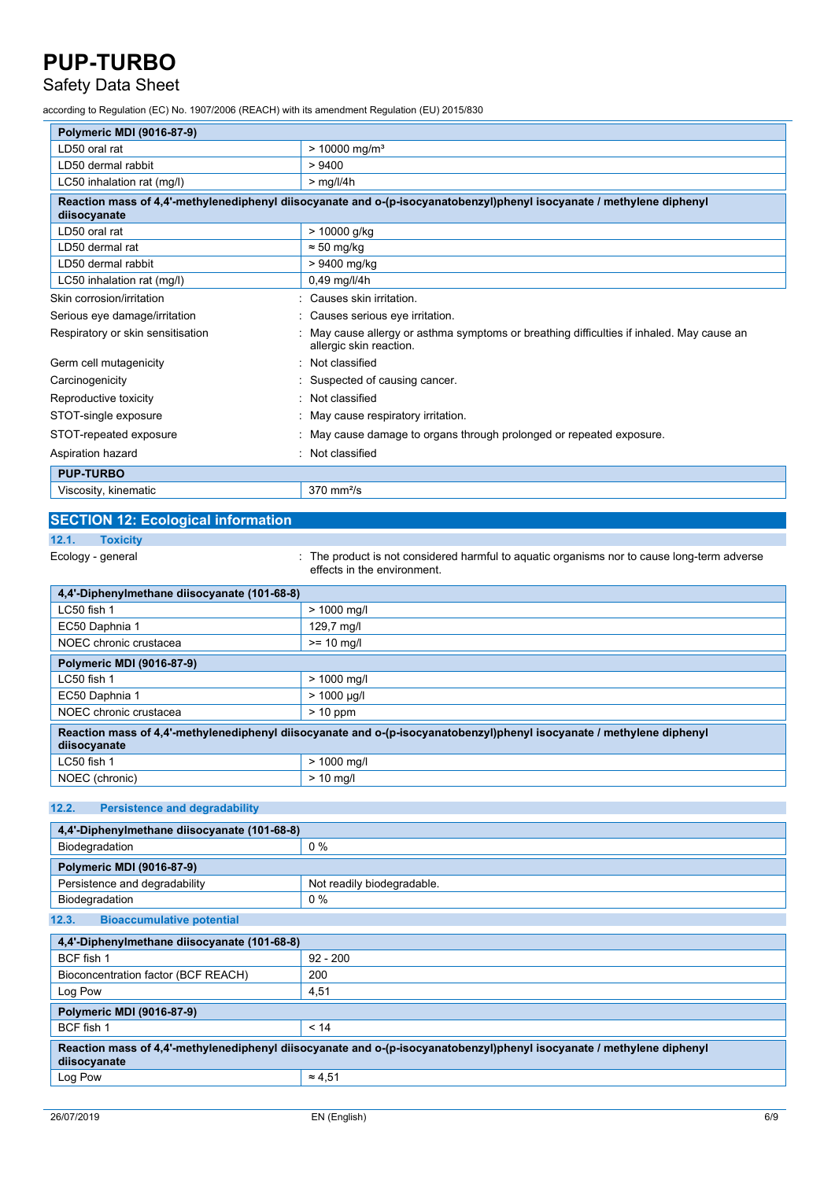| Polymeric MDI (9016-87-9) | |
|---|---|
| LD50 oral rat | > 10000 mg/m³ |
| LD50 dermal rabbit | > 9400 |
| LC50 inhalation rat (mg/l) | > mg/l/4h |

| Reaction mass of 4,4'-methylenediphenyl diisocyanate and o-(p-isocyanatobenzyl)phenyl isocyanate / methylene diphenyl diisocyanate | |
|---|---|
| LD50 oral rat | > 10000 g/kg |
| LD50 dermal rat | ≈ 50 mg/kg |
| LD50 dermal rabbit | > 9400 mg/kg |
| LC50 inhalation rat (mg/l) | 0,49 mg/l/4h |

Skin corrosion/irritation : Causes skin irritation.

Serious eye damage/irritation : Causes serious eye irritation.

Respiratory or skin sensitisation : May cause allergy or asthma symptoms or breathing difficulties if inhaled. May cause an allergic skin reaction.

Germ cell mutagenicity : Not classified

Carcinogenicity : Suspected of causing cancer.

Reproductive toxicity : Not classified

STOT-single exposure : May cause respiratory irritation.

STOT-repeated exposure : May cause damage to organs through prolonged or repeated exposure.

Aspiration hazard : Not classified

| PUP-TURBO | |
|---|---|
| Viscosity, kinematic | 370 mm²/s |

## SECTION 12: Ecological information

### 12.1. Toxicity

Ecology - general : The product is not considered harmful to aquatic organisms nor to cause long-term adverse effects in the environment.

| 4,4'-Diphenylmethane diisocyanate (101-68-8) | |
|---|---|
| LC50 fish 1 | > 1000 mg/l |
| EC50 Daphnia 1 | 129,7 mg/l |
| NOEC chronic crustacea | >= 10 mg/l |

| Polymeric MDI (9016-87-9) | |
|---|---|
| LC50 fish 1 | > 1000 mg/l |
| EC50 Daphnia 1 | > 1000 µg/l |
| NOEC chronic crustacea | > 10 ppm |

| Reaction mass of 4,4'-methylenediphenyl diisocyanate and o-(p-isocyanatobenzyl)phenyl isocyanate / methylene diphenyl diisocyanate | |
|---|---|
| LC50 fish 1 | > 1000 mg/l |
| NOEC (chronic) | > 10 mg/l |

### 12.2. Persistence and degradability

| 4,4'-Diphenylmethane diisocyanate (101-68-8) | |
|---|---|
| Biodegradation | 0 % |

| Polymeric MDI (9016-87-9) | |
|---|---|
| Persistence and degradability | Not readily biodegradable. |
| Biodegradation | 0 % |

### 12.3. Bioaccumulative potential

| 4,4'-Diphenylmethane diisocyanate (101-68-8) | |
|---|---|
| BCF fish 1 | 92 - 200 |
| Bioconcentration factor (BCF REACH) | 200 |
| Log Pow | 4,51 |

| Polymeric MDI (9016-87-9) | |
|---|---|
| BCF fish 1 | < 14 |

| Reaction mass of 4,4'-methylenediphenyl diisocyanate and o-(p-isocyanatobenzyl)phenyl isocyanate / methylene diphenyl diisocyanate | |
|---|---|
| Log Pow | ≈ 4,51 |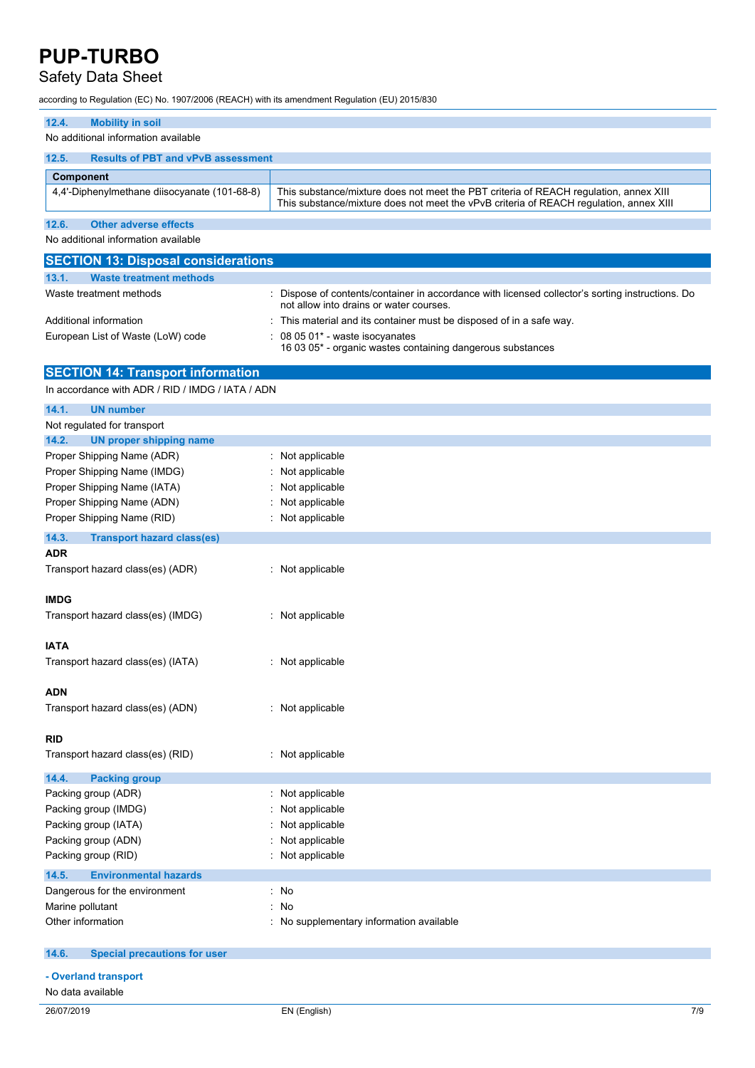### 12.4. Mobility in soil

No additional information available

### 12.5. Results of PBT and vPvB assessment

| Component | |
|---|---|
| 4,4'-Diphenylmethane diisocyanate (101-68-8) | This substance/mixture does not meet the PBT criteria of REACH regulation, annex XIII<br>This substance/mixture does not meet the vPvB criteria of REACH regulation, annex XIII |

### 12.6. Other adverse effects

No additional information available

## SECTION 13: Disposal considerations

### 13.1. Waste treatment methods

Waste treatment methods : Dispose of contents/container in accordance with licensed collector's sorting instructions. Do not allow into drains or water courses.

Additional information : This material and its container must be disposed of in a safe way.

European List of Waste (LoW) code : 08 05 01* - waste isocyanates
16 03 05* - organic wastes containing dangerous substances

## SECTION 14: Transport information

In accordance with ADR / RID / IMDG / IATA / ADN

### 14.1. UN number

Not regulated for transport

### 14.2. UN proper shipping name

Proper Shipping Name (ADR) : Not applicable

Proper Shipping Name (IMDG) : Not applicable

Proper Shipping Name (IATA) : Not applicable

Proper Shipping Name (ADN) : Not applicable

Proper Shipping Name (RID) : Not applicable

### 14.3. Transport hazard class(es)

**ADR**

Transport hazard class(es) (ADR) : Not applicable

**IMDG**

Transport hazard class(es) (IMDG) : Not applicable

**IATA**

Transport hazard class(es) (IATA) : Not applicable

**ADN**

Transport hazard class(es) (ADN) : Not applicable

**RID**

Transport hazard class(es) (RID) : Not applicable

### 14.4. Packing group

Packing group (ADR) : Not applicable

Packing group (IMDG) : Not applicable

Packing group (IATA) : Not applicable

Packing group (ADN) : Not applicable

Packing group (RID) : Not applicable

### 14.5. Environmental hazards

Dangerous for the environment : No

Marine pollutant : No

Other information : No supplementary information available

### 14.6. Special precautions for user

**- Overland transport**

No data available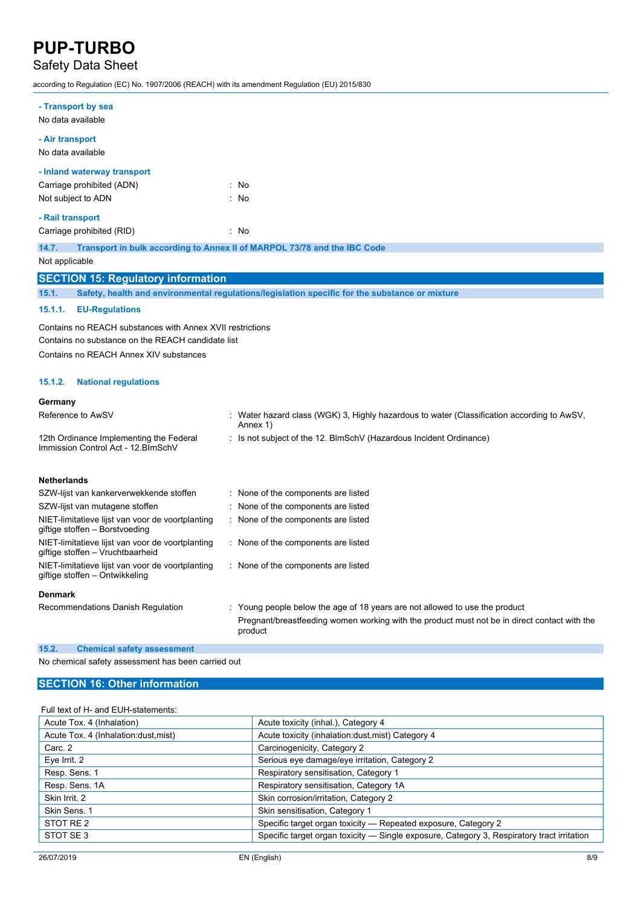**- Transport by sea**

No data available

**- Air transport**

No data available

**- Inland waterway transport**

| | |
|---|---|
| Carriage prohibited (ADN) | : No |
| Not subject to ADN | : No |

**- Rail transport**

| | |
|---|---|
| Carriage prohibited (RID) | : No |

### 14.7. Transport in bulk according to Annex II of MARPOL 73/78 and the IBC Code

Not applicable

## SECTION 15: Regulatory information

### 15.1. Safety, health and environmental regulations/legislation specific for the substance or mixture

#### 15.1.1. EU-Regulations

Contains no REACH substances with Annex XVII restrictions

Contains no substance on the REACH candidate list

Contains no REACH Annex XIV substances

#### 15.1.2. National regulations

**Germany**

| | |
|---|---|
| Reference to AwSV | : Water hazard class (WGK) 3, Highly hazardous to water (Classification according to AwSV, Annex 1) |
| 12th Ordinance Implementing the Federal Immission Control Act - 12.BImSchV | : Is not subject of the 12. BlmSchV (Hazardous Incident Ordinance) |

**Netherlands**

| | |
|---|---|
| SZW-lijst van kankerverwekkende stoffen | : None of the components are listed |
| SZW-lijst van mutagene stoffen | : None of the components are listed |
| NIET-limitatieve lijst van voor de voortplanting giftige stoffen – Borstvoeding | : None of the components are listed |
| NIET-limitatieve lijst van voor de voortplanting giftige stoffen – Vruchtbaarheid | : None of the components are listed |
| NIET-limitatieve lijst van voor de voortplanting giftige stoffen – Ontwikkeling | : None of the components are listed |

**Denmark**

| | |
|---|---|
| Recommendations Danish Regulation | : Young people below the age of 18 years are not allowed to use the product<br>Pregnant/breastfeeding women working with the product must not be in direct contact with the product |

### 15.2. Chemical safety assessment

No chemical safety assessment has been carried out

## SECTION 16: Other information

Full text of H- and EUH-statements:

| | |
|---|---|
| Acute Tox. 4 (Inhalation) | Acute toxicity (inhal.), Category 4 |
| Acute Tox. 4 (Inhalation:dust,mist) | Acute toxicity (inhalation:dust,mist) Category 4 |
| Carc. 2 | Carcinogenicity, Category 2 |
| Eye Irrit. 2 | Serious eye damage/eye irritation, Category 2 |
| Resp. Sens. 1 | Respiratory sensitisation, Category 1 |
| Resp. Sens. 1A | Respiratory sensitisation, Category 1A |
| Skin Irrit. 2 | Skin corrosion/irritation, Category 2 |
| Skin Sens. 1 | Skin sensitisation, Category 1 |
| STOT RE 2 | Specific target organ toxicity — Repeated exposure, Category 2 |
| STOT SE 3 | Specific target organ toxicity — Single exposure, Category 3, Respiratory tract irritation |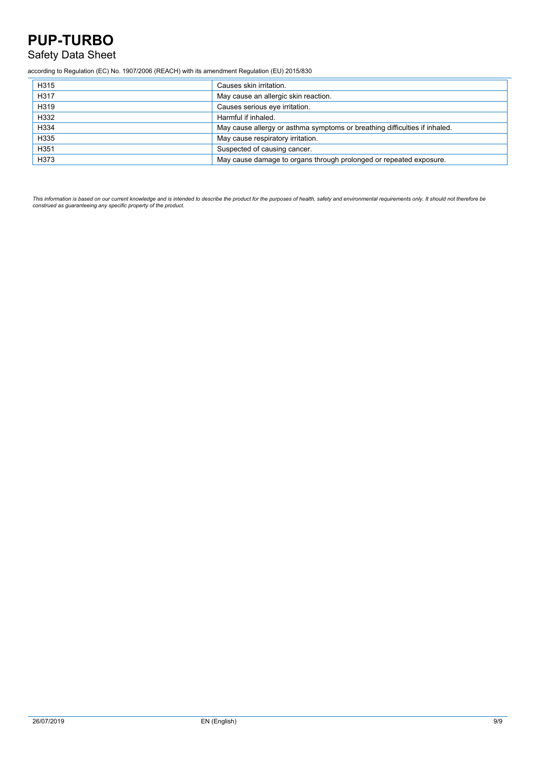| | |
|---|---|
| H315 | Causes skin irritation. |
| H317 | May cause an allergic skin reaction. |
| H319 | Causes serious eye irritation. |
| H332 | Harmful if inhaled. |
| H334 | May cause allergy or asthma symptoms or breathing difficulties if inhaled. |
| H335 | May cause respiratory irritation. |
| H351 | Suspected of causing cancer. |
| H373 | May cause damage to organs through prolonged or repeated exposure. |

*This information is based on our current knowledge and is intended to describe the product for the purposes of health, safety and environmental requirements only. It should not therefore be construed as guaranteeing any specific property of the product.*